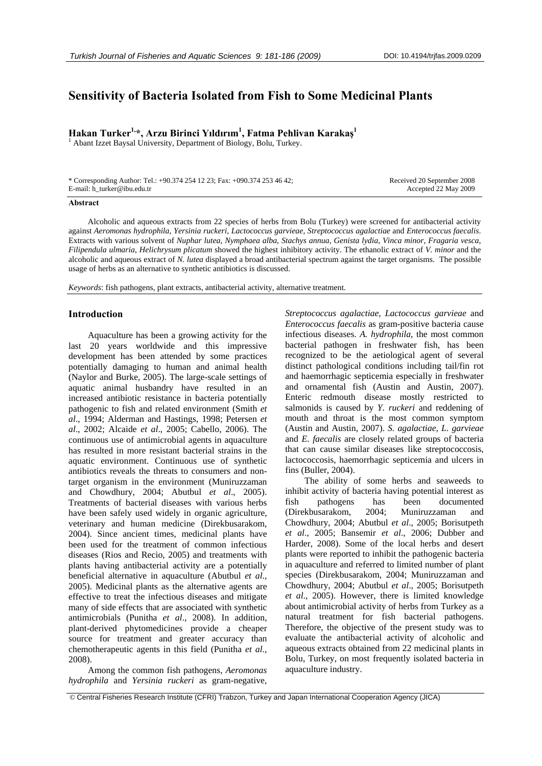# Sensitivity of Bacteria Isolated from Fish to Some Medicinal Plants

**Hakan Turker[1,*], Arzu Birinci Yıldırım[1], Fatma Pehlivan Karakaş[1]**

[1] Abant Izzet Baysal University, Department of Biology, Bolu, Turkey.

\* Corresponding Author: Tel.: +90.374 254 12 23; Fax: +090.374 253 46 42; E-mail: h_turker@ibu.edu.tr

Received 20 September 2008
Accepted 22 May 2009

## Abstract

Alcoholic and aqueous extracts from 22 species of herbs from Bolu (Turkey) were screened for antibacterial activity against *Aeromonas hydrophila*, *Yersinia ruckeri*, *Lactococcus garvieae*, *Streptococcus agalactiae* and *Enterococcus faecalis*. Extracts with various solvent of *Nuphar lutea*, *Nymphaea alba*, *Stachys annua*, *Genista lydia*, *Vinca minor*, *Fragaria vesca*, *Filipendula ulmaria*, *Helichrysum plicatum* showed the highest inhibitory activity. The ethanolic extract of *V. minor* and the alcoholic and aqueous extract of *N. lutea* displayed a broad antibacterial spectrum against the target organisms. The possible usage of herbs as an alternative to synthetic antibiotics is discussed.

*Keywords*: fish pathogens, plant extracts, antibacterial activity, alternative treatment.

## Introduction

Aquaculture has been a growing activity for the last 20 years worldwide and this impressive development has been attended by some practices potentially damaging to human and animal health (Naylor and Burke, 2005). The large-scale settings of aquatic animal husbandry have resulted in an increased antibiotic resistance in bacteria potentially pathogenic to fish and related environment (Smith *et al*., 1994; Alderman and Hastings, 1998; Petersen *et al*., 2002; Alcaide *et al*., 2005; Cabello, 2006). The continuous use of antimicrobial agents in aquaculture has resulted in more resistant bacterial strains in the aquatic environment. Continuous use of synthetic antibiotics reveals the threats to consumers and non-target organism in the environment (Muniruzzaman and Chowdhury, 2004; Abutbul *et al*., 2005). Treatments of bacterial diseases with various herbs have been safely used widely in organic agriculture, veterinary and human medicine (Direkbusarakom, 2004). Since ancient times, medicinal plants have been used for the treatment of common infectious diseases (Rios and Recio, 2005) and treatments with plants having antibacterial activity are a potentially beneficial alternative in aquaculture (Abutbul *et al*., 2005). Medicinal plants as the alternative agents are effective to treat the infectious diseases and mitigate many of side effects that are associated with synthetic antimicrobials (Punitha *et al*., 2008). In addition, plant-derived phytomedicines provide a cheaper source for treatment and greater accuracy than chemotherapeutic agents in this field (Punitha *et al*., 2008).

Among the common fish pathogens, *Aeromonas hydrophila* and *Yersinia ruckeri* as gram-negative, *Streptococcus agalactiae*, *Lactococcus garvieae* and *Enterococcus faecalis* as gram-positive bacteria cause infectious diseases. *A. hydrophila*, the most common bacterial pathogen in freshwater fish, has been recognized to be the aetiological agent of several distinct pathological conditions including tail/fin rot and haemorrhagic septicemia especially in freshwater and ornamental fish (Austin and Austin, 2007). Enteric redmouth disease mostly restricted to salmonids is caused by *Y. ruckeri* and reddening of mouth and throat is the most common symptom (Austin and Austin, 2007). *S. agalactiae*, *L. garvieae* and *E. faecalis* are closely related groups of bacteria that can cause similar diseases like streptococcosis, lactococcosis, haemorrhagic septicemia and ulcers in fins (Buller, 2004).

The ability of some herbs and seaweeds to inhibit activity of bacteria having potential interest as fish pathogens has been documented (Direkbusarakom, 2004; Muniruzzaman and Chowdhury, 2004; Abutbul *et al*., 2005; Borisutpeth *et al*., 2005; Bansemir *et al*., 2006; Dubber and Harder, 2008). Some of the local herbs and desert plants were reported to inhibit the pathogenic bacteria in aquaculture and referred to limited number of plant species (Direkbusarakom, 2004; Muniruzzaman and Chowdhury, 2004; Abutbul *et al*., 2005; Borisutpeth *et al*., 2005). However, there is limited knowledge about antimicrobial activity of herbs from Turkey as a natural treatment for fish bacterial pathogens. Therefore, the objective of the present study was to evaluate the antibacterial activity of alcoholic and aqueous extracts obtained from 22 medicinal plants in Bolu, Turkey, on most frequently isolated bacteria in aquaculture industry.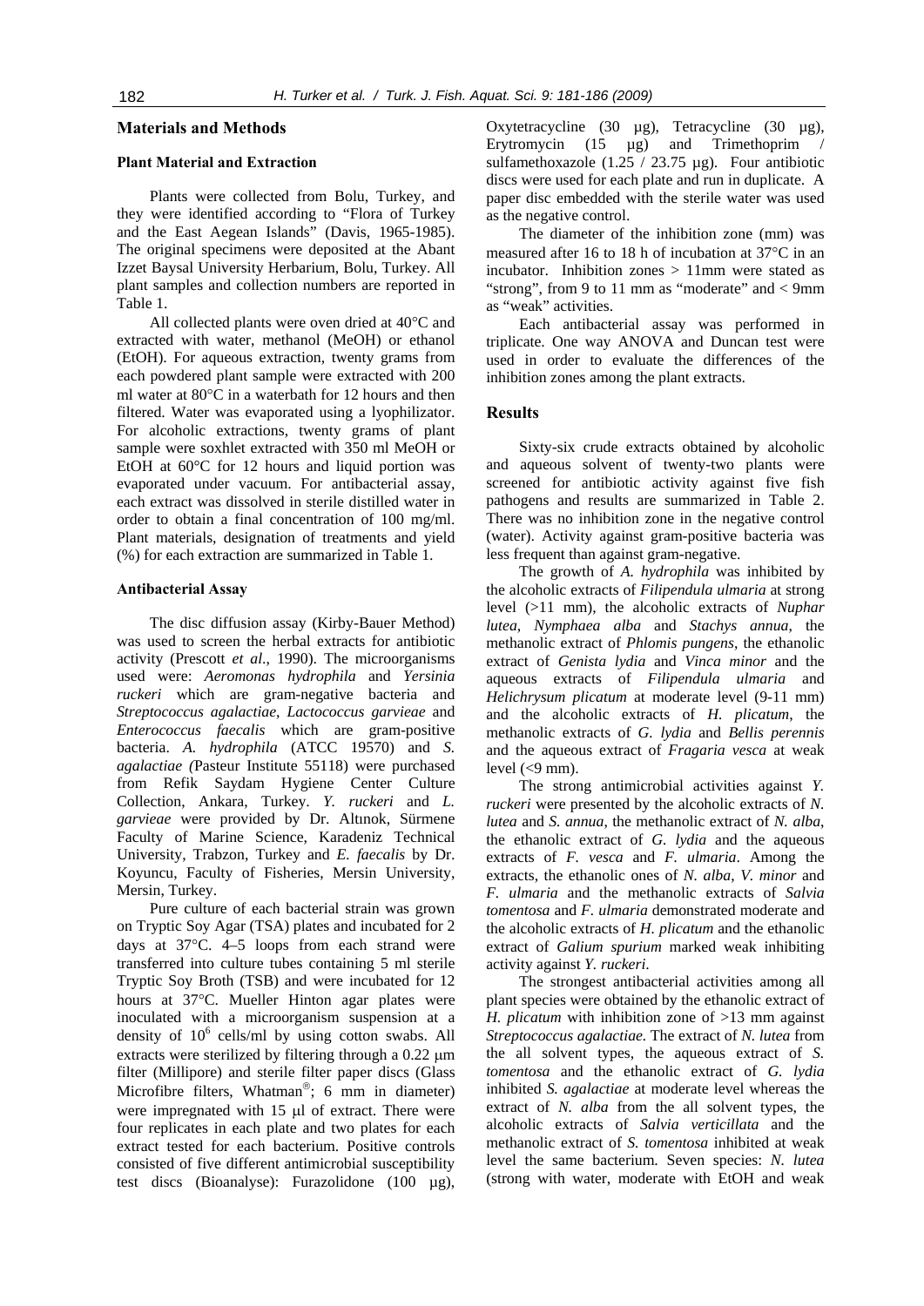## Materials and Methods

### Plant Material and Extraction

Plants were collected from Bolu, Turkey, and they were identified according to "Flora of Turkey and the East Aegean Islands" (Davis, 1965-1985). The original specimens were deposited at the Abant Izzet Baysal University Herbarium, Bolu, Turkey. All plant samples and collection numbers are reported in Table 1.

All collected plants were oven dried at 40°C and extracted with water, methanol (MeOH) or ethanol (EtOH). For aqueous extraction, twenty grams from each powdered plant sample were extracted with 200 ml water at 80°C in a waterbath for 12 hours and then filtered. Water was evaporated using a lyophilizator. For alcoholic extractions, twenty grams of plant sample were soxhlet extracted with 350 ml MeOH or EtOH at 60°C for 12 hours and liquid portion was evaporated under vacuum. For antibacterial assay, each extract was dissolved in sterile distilled water in order to obtain a final concentration of 100 mg/ml. Plant materials, designation of treatments and yield (%) for each extraction are summarized in Table 1.

### Antibacterial Assay

The disc diffusion assay (Kirby-Bauer Method) was used to screen the herbal extracts for antibiotic activity (Prescott *et al*., 1990). The microorganisms used were: *Aeromonas hydrophila* and *Yersinia ruckeri* which are gram-negative bacteria and *Streptococcus agalactiae*, *Lactococcus garvieae* and *Enterococcus faecalis* which are gram-positive bacteria. *A. hydrophila* (ATCC 19570) and *S. agalactiae (*Pasteur Institute 55118) were purchased from Refik Saydam Hygiene Center Culture Collection, Ankara, Turkey. *Y. ruckeri* and *L. garvieae* were provided by Dr. Altınok, Sürmene Faculty of Marine Science, Karadeniz Technical University, Trabzon, Turkey and *E. faecalis* by Dr. Koyuncu, Faculty of Fisheries, Mersin University, Mersin, Turkey.

Pure culture of each bacterial strain was grown on Tryptic Soy Agar (TSA) plates and incubated for 2 days at 37°C. 4–5 loops from each strand were transferred into culture tubes containing 5 ml sterile Tryptic Soy Broth (TSB) and were incubated for 12 hours at 37°C. Mueller Hinton agar plates were inoculated with a microorganism suspension at a density of $10^6$ cells/ml by using cotton swabs. All extracts were sterilized by filtering through a 0.22 μm filter (Millipore) and sterile filter paper discs (Glass Microfibre filters, Whatman®; 6 mm in diameter) were impregnated with 15 μl of extract. There were four replicates in each plate and two plates for each extract tested for each bacterium. Positive controls consisted of five different antimicrobial susceptibility test discs (Bioanalyse): Furazolidone (100 µg), Oxytetracycline (30 µg), Tetracycline (30 µg), Erytromycin (15 µg) and Trimethoprim / sulfamethoxazole (1.25 / 23.75 µg). Four antibiotic discs were used for each plate and run in duplicate. A paper disc embedded with the sterile water was used as the negative control.

The diameter of the inhibition zone (mm) was measured after 16 to 18 h of incubation at 37°C in an incubator. Inhibition zones > 11mm were stated as "strong", from 9 to 11 mm as "moderate" and < 9mm as "weak" activities.

Each antibacterial assay was performed in triplicate. One way ANOVA and Duncan test were used in order to evaluate the differences of the inhibition zones among the plant extracts.

## Results

Sixty-six crude extracts obtained by alcoholic and aqueous solvent of twenty-two plants were screened for antibiotic activity against five fish pathogens and results are summarized in Table 2. There was no inhibition zone in the negative control (water). Activity against gram-positive bacteria was less frequent than against gram-negative.

The growth of *A. hydrophila* was inhibited by the alcoholic extracts of *Filipendula ulmaria* at strong level (>11 mm), the alcoholic extracts of *Nuphar lutea*, *Nymphaea alba* and *Stachys annua*, the methanolic extract of *Phlomis pungens*, the ethanolic extract of *Genista lydia* and *Vinca minor* and the aqueous extracts of *Filipendula ulmaria* and *Helichrysum plicatum* at moderate level (9-11 mm) and the alcoholic extracts of *H. plicatum*, the methanolic extracts of *G. lydia* and *Bellis perennis* and the aqueous extract of *Fragaria vesca* at weak level (<9 mm).

The strong antimicrobial activities against *Y. ruckeri* were presented by the alcoholic extracts of *N. lutea* and *S. annua*, the methanolic extract of *N. alba*, the ethanolic extract of *G. lydia* and the aqueous extracts of *F. vesca* and *F. ulmaria*. Among the extracts, the ethanolic ones of *N. alba*, *V. minor* and *F. ulmaria* and the methanolic extracts of *Salvia tomentosa* and *F. ulmaria* demonstrated moderate and the alcoholic extracts of *H. plicatum* and the ethanolic extract of *Galium spurium* marked weak inhibiting activity against *Y. ruckeri*.

The strongest antibacterial activities among all plant species were obtained by the ethanolic extract of *H. plicatum* with inhibition zone of >13 mm against *Streptococcus agalactiae.* The extract of *N. lutea* from the all solvent types, the aqueous extract of *S. tomentosa* and the ethanolic extract of *G. lydia* inhibited *S. agalactiae* at moderate level whereas the extract of *N. alba* from the all solvent types, the alcoholic extracts of *Salvia verticillata* and the methanolic extract of *S. tomentosa* inhibited at weak level the same bacterium. Seven species: *N. lutea* (strong with water, moderate with EtOH and weak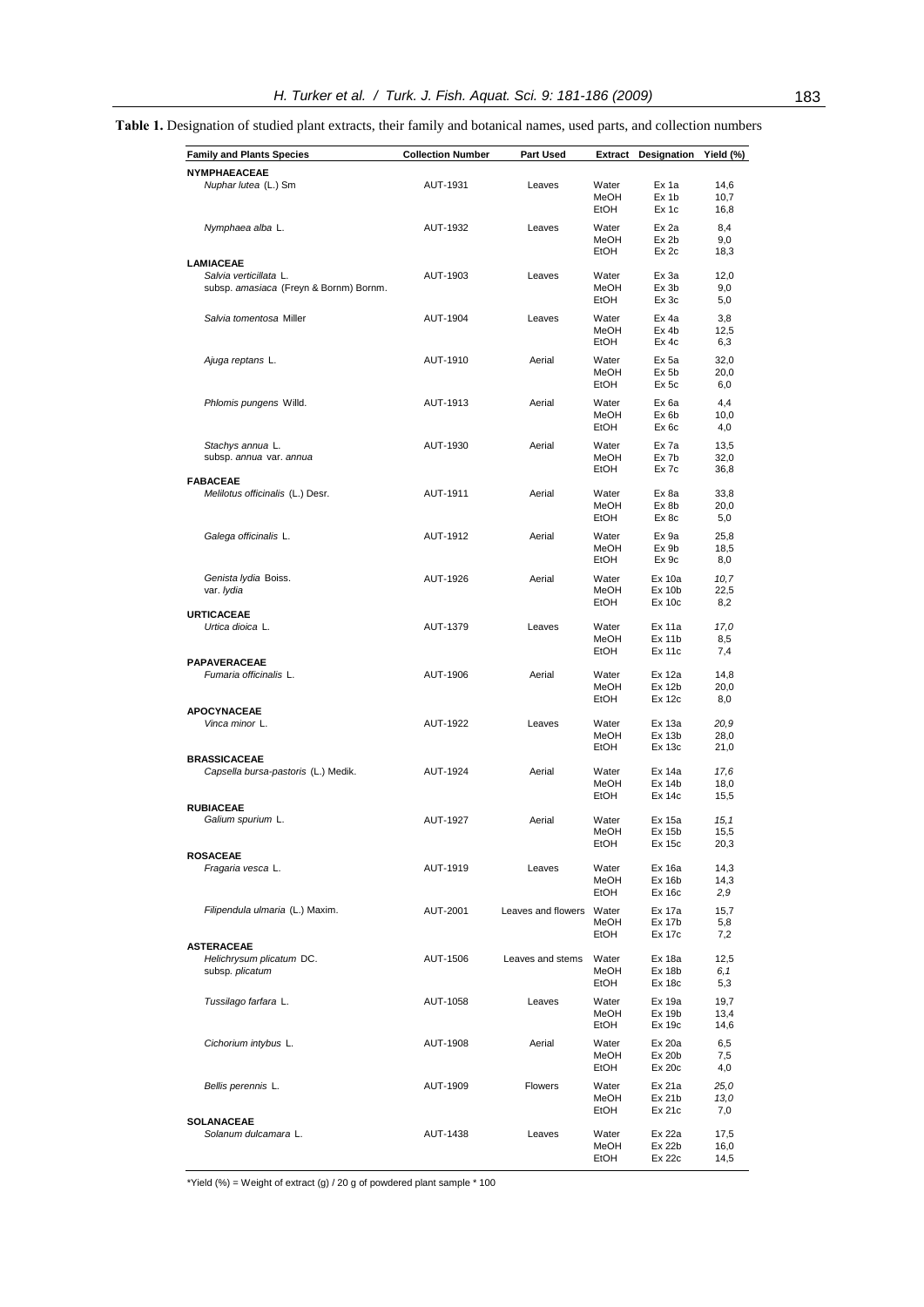**Table 1.** Designation of studied plant extracts, their family and botanical names, used parts, and collection numbers

| Family and Plants Species | Collection Number | Part Used | Extract | Designation | Yield (%) |
|---|---|---|---|---|---|
| **NYMPHAEACEAE** | | | | | |
| *Nuphar lutea* (L.) Sm | AUT-1931 | Leaves | Water | Ex 1a | 14,6 |
| | | | MeOH | Ex 1b | 10,7 |
| | | | EtOH | Ex 1c | 16,8 |
| *Nymphaea alba* L. | AUT-1932 | Leaves | Water | Ex 2a | 8,4 |
| | | | MeOH | Ex 2b | 9,0 |
| | | | EtOH | Ex 2c | 18,3 |
| **LAMIACEAE** | | | | | |
| *Salvia verticillata* L. subsp. *amasiaca* (Freyn & Bornm) Bornm. | AUT-1903 | Leaves | Water | Ex 3a | 12,0 |
| | | | MeOH | Ex 3b | 9,0 |
| | | | EtOH | Ex 3c | 5,0 |
| *Salvia tomentosa* Miller | AUT-1904 | Leaves | Water | Ex 4a | 3,8 |
| | | | MeOH | Ex 4b | 12,5 |
| | | | EtOH | Ex 4c | 6,3 |
| *Ajuga reptans* L. | AUT-1910 | Aerial | Water | Ex 5a | 32,0 |
| | | | MeOH | Ex 5b | 20,0 |
| | | | EtOH | Ex 5c | 6,0 |
| *Phlomis pungens* Willd. | AUT-1913 | Aerial | Water | Ex 6a | 4,4 |
| | | | MeOH | Ex 6b | 10,0 |
| | | | EtOH | Ex 6c | 4,0 |
| *Stachys annua* L. subsp. *annua* var. *annua* | AUT-1930 | Aerial | Water | Ex 7a | 13,5 |
| | | | MeOH | Ex 7b | 32,0 |
| | | | EtOH | Ex 7c | 36,8 |
| **FABACEAE** | | | | | |
| *Melilotus officinalis* (L.) Desr. | AUT-1911 | Aerial | Water | Ex 8a | 33,8 |
| | | | MeOH | Ex 8b | 20,0 |
| | | | EtOH | Ex 8c | 5,0 |
| *Galega officinalis* L. | AUT-1912 | Aerial | Water | Ex 9a | 25,8 |
| | | | MeOH | Ex 9b | 18,5 |
| | | | EtOH | Ex 9c | 8,0 |
| *Genista lydia* Boiss. var. *lydia* | AUT-1926 | Aerial | Water | Ex 10a | *10,7* |
| | | | MeOH | Ex 10b | 22,5 |
| | | | EtOH | Ex 10c | 8,2 |
| **URTICACEAE** | | | | | |
| *Urtica dioica* L. | AUT-1379 | Leaves | Water | Ex 11a | *17,0* |
| | | | MeOH | Ex 11b | 8,5 |
| | | | EtOH | Ex 11c | 7,4 |
| **PAPAVERACEAE** | | | | | |
| *Fumaria officinalis* L. | AUT-1906 | Aerial | Water | Ex 12a | 14,8 |
| | | | MeOH | Ex 12b | 20,0 |
| | | | EtOH | Ex 12c | 8,0 |
| **APOCYNACEAE** | | | | | |
| *Vinca minor* L. | AUT-1922 | Leaves | Water | Ex 13a | *20,9* |
| | | | MeOH | Ex 13b | 28,0 |
| | | | EtOH | Ex 13c | 21,0 |
| **BRASSICACEAE** | | | | | |
| *Capsella bursa-pastoris* (L.) Medik. | AUT-1924 | Aerial | Water | Ex 14a | *17,6* |
| | | | MeOH | Ex 14b | 18,0 |
| | | | EtOH | Ex 14c | 15,5 |
| **RUBIACEAE** | | | | | |
| *Galium spurium* L. | AUT-1927 | Aerial | Water | Ex 15a | *15,1* |
| | | | MeOH | Ex 15b | 15,5 |
| | | | EtOH | Ex 15c | 20,3 |
| **ROSACEAE** | | | | | |
| *Fragaria vesca* L. | AUT-1919 | Leaves | Water | Ex 16a | 14,3 |
| | | | MeOH | Ex 16b | 14,3 |
| | | | EtOH | Ex 16c | *2,9* |
| *Filipendula ulmaria* (L.) Maxim. | AUT-2001 | Leaves and flowers | Water | Ex 17a | 15,7 |
| | | | MeOH | Ex 17b | 5,8 |
| | | | EtOH | Ex 17c | 7,2 |
| **ASTERACEAE** | | | | | |
| *Helichrysum plicatum* DC. subsp. *plicatum* | AUT-1506 | Leaves and stems | Water | Ex 18a | 12,5 |
| | | | MeOH | Ex 18b | *6,1* |
| | | | EtOH | Ex 18c | 5,3 |
| *Tussilago farfara* L. | AUT-1058 | Leaves | Water | Ex 19a | 19,7 |
| | | | MeOH | Ex 19b | 13,4 |
| | | | EtOH | Ex 19c | 14,6 |
| *Cichorium intybus* L. | AUT-1908 | Aerial | Water | Ex 20a | 6,5 |
| | | | MeOH | Ex 20b | 7,5 |
| | | | EtOH | Ex 20c | 4,0 |
| *Bellis perennis* L. | AUT-1909 | Flowers | Water | Ex 21a | *25,0* |
| | | | MeOH | Ex 21b | *13,0* |
| | | | EtOH | Ex 21c | 7,0 |
| **SOLANACEAE** | | | | | |
| *Solanum dulcamara* L. | AUT-1438 | Leaves | Water | Ex 22a | 17,5 |
| | | | MeOH | Ex 22b | 16,0 |
| | | | EtOH | Ex 22c | 14,5 |

*Yield (%) = Weight of extract (g) / 20 g of powdered plant sample * 100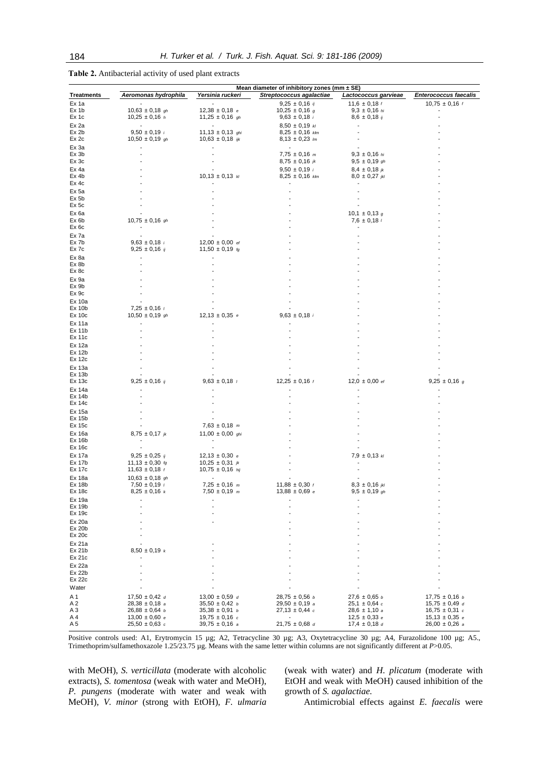**Table 2.** Antibacterial activity of used plant extracts

| | Mean diameter of inhibitory zones (mm ± SE) | | | | |
|---|---|---|---|---|---|
| **Treatments** | ***Aeromonas hydrophila*** | ***Yersinia ruckeri*** | ***Streptococcus agalactiae*** | ***Lactococcus garvieae*** | ***Enterococcus faecalis*** |
| Ex 1a | - | - | 9,25 ± 0,16 *ij* | 11,6 ± 0,18 *f* | 10,75 ± 0,16 *f* |
| Ex 1b | 10,63 ± 0,18 *gh* | 12,38 ± 0,18 *e* | 10,25 ± 0,16 *g* | 9,3 ± 0,16 *hi* | - |
| Ex 1c | 10,25 ± 0,16 *h* | 11,25 ± 0,16 *gh* | 9,63 ± 0,18 *i* | 8,6 ± 0,18 *ij* | - |
| Ex 2a | - | - | 8,50 ± 0,19 *kl* | - | - |
| Ex 2b | 9,50 ± 0,19 *i* | 11,13 ± 0,13 *ghi* | 8,25 ± 0,16 *klm* | - | - |
| Ex 2c | 10,50 ± 0,19 *gh* | 10,63 ± 0,18 *ijk* | 8,13 ± 0,23 *lm* | - | - |
| Ex 3a | - | - | - | - | - |
| Ex 3b | - | - | 7,75 ± 0,16 *m* | 9,3 ± 0,16 *hi* | - |
| Ex 3c | - | - | 8,75 ± 0,16 *jk* | 9,5 ± 0,19 *gh* | - |
| Ex 4a | - | - | 9,50 ± 0,19 *i* | 8,4 ± 0,18 *jk* | - |
| Ex 4b | - | 10,13 ± 0,13 *kl* | 8,25 ± 0,16 *klm* | 8,0 ± 0,27 *jkl* | - |
| Ex 4c | - | - | - | - | - |
| Ex 5a | - | - | - | - | - |
| Ex 5b | - | - | - | - | - |
| Ex 5c | - | - | - | - | - |
| Ex 6a | - | - | - | 10,1 ± 0,13 *g* | - |
| Ex 6b | 10,75 ± 0,16 *gh* | - | - | 7,6 ± 0,18 *l* | - |
| Ex 6c | - | - | - | - | - |
| Ex 7a | - | - | - | - | - |
| Ex 7b | 9,63 ± 0,18 *i* | 12,00 ± 0,00 *ef* | - | - | - |
| Ex 7c | 9,25 ± 0,16 *ij* | 11,50 ± 0,19 *fg* | - | - | - |
| Ex 8a | - | - | - | - | - |
| Ex 8b | - | - | - | - | - |
| Ex 8c | - | - | - | - | - |
| Ex 9a | - | - | - | - | - |
| Ex 9b | - | - | - | - | - |
| Ex 9c | - | - | - | - | - |
| Ex 10a | - | - | - | - | - |
| Ex 10b | 7,25 ± 0,16 *l* | - | - | - | - |
| Ex 10c | 10,50 ± 0,19 *gh* | 12,13 ± 0,35 *e* | 9,63 ± 0,18 *i* | - | - |
| Ex 11a | - | - | - | - | - |
| Ex 11b | - | - | - | - | - |
| Ex 11c | - | - | - | - | - |
| Ex 12a | - | - | - | - | - |
| Ex 12b | - | - | - | - | - |
| Ex 12c | - | - | - | - | - |
| Ex 13a | - | - | - | - | - |
| Ex 13b | - | - | - | - | - |
| Ex 13c | 9,25 ± 0,16 *ij* | 9,63 ± 0,18 *l* | 12,25 ± 0,16 *f* | 12,0 ± 0,00 *ef* | 9,25 ± 0,16 *g* |
| Ex 14a | - | - | - | - | - |
| Ex 14b | - | - | - | - | - |
| Ex 14c | - | - | - | - | - |
| Ex 15a | - | - | - | - | - |
| Ex 15b | - | - | - | - | - |
| Ex 15c | - | 7,63 ± 0,18 *m* | - | - | - |
| Ex 16a | 8,75 ± 0,17 *jk* | 11,00 ± 0,00 *ghi* | - | - | - |
| Ex 16b | - | - | - | - | - |
| Ex 16c | - | - | - | - | - |
| Ex 17a | 9,25 ± 0,25 *ij* | 12,13 ± 0,30 *e* | - | 7,9 ± 0,13 *kl* | - |
| Ex 17b | 11,13 ± 0,30 *fg* | 10,25 ± 0,31 *jk* | - | - | - |
| Ex 17c | 11,63 ± 0,18 *f* | 10,75 ± 0,16 *hij* | - | - | - |
| Ex 18a | 10,63 ± 0,18 *gh* | - | - | - | - |
| Ex 18b | 7,50 ± 0,19 *l* | 7,25 ± 0,16 *m* | 11,88 ± 0,30 *f* | 8,3 ± 0,16 *jkl* | - |
| Ex 18c | 8,25 ± 0,16 *k* | 7,50 ± 0,19 *m* | 13,88 ± 0,69 *e* | 9,5 ± 0,19 *gh* | - |
| Ex 19a | - | - | - | - | - |
| Ex 19b | - | - | - | - | - |
| Ex 19c | - | - | - | - | - |
| Ex 20a | - | - | - | - | - |
| Ex 20b | - | | - | - | - |
| Ex 20c | - | | - | - | - |
| Ex 21a | - | - | - | - | - |
| Ex 21b | 8,50 ± 0,19 *k* | - | - | - | - |
| Ex 21c | - | - | - | - | - |
| Ex 22a | - | - | - | - | - |
| Ex 22b | - | - | - | - | - |
| Ex 22c | - | - | - | - | - |
| Water | - | - | - | - | - |
| A 1 | 17,50 ± 0,42 *d* | 13,00 ± 0,59 *d* | 28,75 ± 0,56 *b* | 27,6 ± 0,65 *b* | 17,75 ± 0,16 *b* |
| A 2 | 28,38 ± 0,18 *a* | 35,50 ± 0,42 *b* | 29,50 ± 0,19 *a* | 25,1 ± 0,64 *c* | 15,75 ± 0,49 *d* |
| A 3 | 26,88 ± 0,64 *b* | 35,38 ± 0,91 *b* | 27,13 ± 0,44 *c* | 28,6 ± 1,10 *a* | 16,75 ± 0,31 *c* |
| A 4 | 13,00 ± 0,60 *e* | 19,75 ± 0,16 *c* | - | 12,5 ± 0,33 *e* | 15,13 ± 0,35 *e* |
| A 5 | 25,50 ± 0,63 *c* | 39,75 ± 0,16 *a* | 21,75 ± 0,68 *d* | 17,4 ± 0,18 *d* | 26,00 ± 0,26 *a* |

Positive controls used: A1, Erytromycin 15 µg; A2, Tetracycline 30 µg; A3, Oxytetracycline 30 µg; A4, Furazolidone 100 µg; A5., Trimethoprim/sulfamethoxazole 1.25/23.75 µg. Means with the same letter within columns are not significantly different at $P>0.05$.

with MeOH), *S. verticillata* (moderate with alcoholic extracts), *S. tomentosa* (weak with water and MeOH), *P. pungens* (moderate with water and weak with MeOH), *V. minor* (strong with EtOH), *F. ulmaria* (weak with water) and *H. plicatum* (moderate with EtOH and weak with MeOH) caused inhibition of the growth of *S. agalactiae.*

Antimicrobial effects against *E. faecalis* were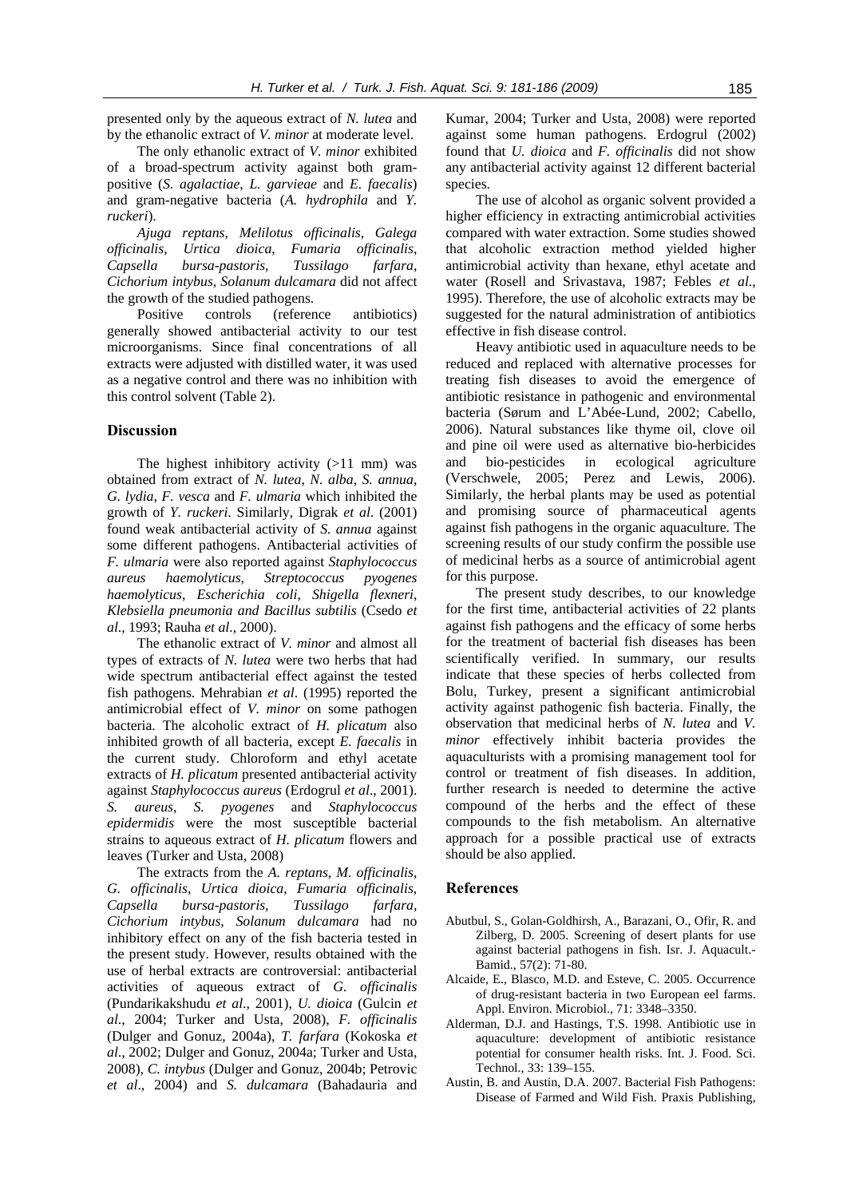presented only by the aqueous extract of *N. lutea* and by the ethanolic extract of *V. minor* at moderate level.

The only ethanolic extract of *V. minor* exhibited of a broad-spectrum activity against both gram-positive (*S. agalactiae*, *L. garvieae* and *E. faecalis*) and gram-negative bacteria (*A. hydrophila* and *Y. ruckeri*).

*Ajuga reptans*, *Melilotus officinalis*, *Galega officinalis*, *Urtica dioica*, *Fumaria officinalis*, *Capsella bursa-pastoris*, *Tussilago farfara*, *Cichorium intybus*, *Solanum dulcamara* did not affect the growth of the studied pathogens.

Positive controls (reference antibiotics) generally showed antibacterial activity to our test microorganisms. Since final concentrations of all extracts were adjusted with distilled water, it was used as a negative control and there was no inhibition with this control solvent (Table 2).

## Discussion

The highest inhibitory activity (>11 mm) was obtained from extract of *N. lutea*, *N. alba*, *S. annua*, *G. lydia*, *F. vesca* and *F. ulmaria* which inhibited the growth of *Y. ruckeri*. Similarly, Digrak *et al*. (2001) found weak antibacterial activity of *S. annua* against some different pathogens. Antibacterial activities of *F. ulmaria* were also reported against *Staphylococcus aureus haemolyticus*, *Streptococcus pyogenes haemolyticus*, *Escherichia coli*, *Shigella flexneri*, *Klebsiella pneumonia and Bacillus subtilis* (Csedo *et al*., 1993; Rauha *et al*., 2000).

The ethanolic extract of *V. minor* and almost all types of extracts of *N. lutea* were two herbs that had wide spectrum antibacterial effect against the tested fish pathogens. Mehrabian *et al*. (1995) reported the antimicrobial effect of *V. minor* on some pathogen bacteria. The alcoholic extract of *H. plicatum* also inhibited growth of all bacteria, except *E. faecalis* in the current study. Chloroform and ethyl acetate extracts of *H. plicatum* presented antibacterial activity against *Staphylococcus aureus* (Erdogrul *et al*., 2001). *S. aureus*, *S. pyogenes* and *Staphylococcus epidermidis* were the most susceptible bacterial strains to aqueous extract of *H. plicatum* flowers and leaves (Turker and Usta, 2008)

The extracts from the *A. reptans*, *M. officinalis*, *G. officinalis*, *Urtica dioica*, *Fumaria officinalis*, *Capsella bursa-pastoris*, *Tussilago farfara*, *Cichorium intybus*, *Solanum dulcamara* had no inhibitory effect on any of the fish bacteria tested in the present study. However, results obtained with the use of herbal extracts are controversial: antibacterial activities of aqueous extract of *G. officinalis* (Pundarikakshudu *et al*., 2001), *U. dioica* (Gulcin *et al*., 2004; Turker and Usta, 2008), *F. officinalis* (Dulger and Gonuz, 2004a), *T. farfara* (Kokoska *et al*., 2002; Dulger and Gonuz, 2004a; Turker and Usta, 2008), *C. intybus* (Dulger and Gonuz, 2004b; Petrovic *et al*., 2004) and *S. dulcamara* (Bahadauria and Kumar, 2004; Turker and Usta, 2008) were reported against some human pathogens. Erdogrul (2002) found that *U. dioica* and *F. officinalis* did not show any antibacterial activity against 12 different bacterial species.

The use of alcohol as organic solvent provided a higher efficiency in extracting antimicrobial activities compared with water extraction. Some studies showed that alcoholic extraction method yielded higher antimicrobial activity than hexane, ethyl acetate and water (Rosell and Srivastava, 1987; Febles *et al*., 1995). Therefore, the use of alcoholic extracts may be suggested for the natural administration of antibiotics effective in fish disease control.

Heavy antibiotic used in aquaculture needs to be reduced and replaced with alternative processes for treating fish diseases to avoid the emergence of antibiotic resistance in pathogenic and environmental bacteria (Sørum and L'Abée-Lund, 2002; Cabello, 2006). Natural substances like thyme oil, clove oil and pine oil were used as alternative bio-herbicides and bio-pesticides in ecological agriculture (Verschwele, 2005; Perez and Lewis, 2006). Similarly, the herbal plants may be used as potential and promising source of pharmaceutical agents against fish pathogens in the organic aquaculture. The screening results of our study confirm the possible use of medicinal herbs as a source of antimicrobial agent for this purpose.

The present study describes, to our knowledge for the first time, antibacterial activities of 22 plants against fish pathogens and the efficacy of some herbs for the treatment of bacterial fish diseases has been scientifically verified. In summary, our results indicate that these species of herbs collected from Bolu, Turkey, present a significant antimicrobial activity against pathogenic fish bacteria. Finally, the observation that medicinal herbs of *N. lutea* and *V. minor* effectively inhibit bacteria provides the aquaculturists with a promising management tool for control or treatment of fish diseases. In addition, further research is needed to determine the active compound of the herbs and the effect of these compounds to the fish metabolism. An alternative approach for a possible practical use of extracts should be also applied.

## References

Abutbul, S., Golan-Goldhirsh, A., Barazani, O., Ofir, R. and Zilberg, D. 2005. Screening of desert plants for use against bacterial pathogens in fish. Isr. J. Aquacult.-Bamid., 57(2): 71-80.

Alcaide, E., Blasco, M.D. and Esteve, C. 2005. Occurrence of drug-resistant bacteria in two European eel farms. Appl. Environ. Microbiol., 71: 3348–3350.

Alderman, D.J. and Hastings, T.S. 1998. Antibiotic use in aquaculture: development of antibiotic resistance potential for consumer health risks. Int. J. Food. Sci. Technol., 33: 139–155.

Austin, B. and Austin, D.A. 2007. Bacterial Fish Pathogens: Disease of Farmed and Wild Fish. Praxis Publishing,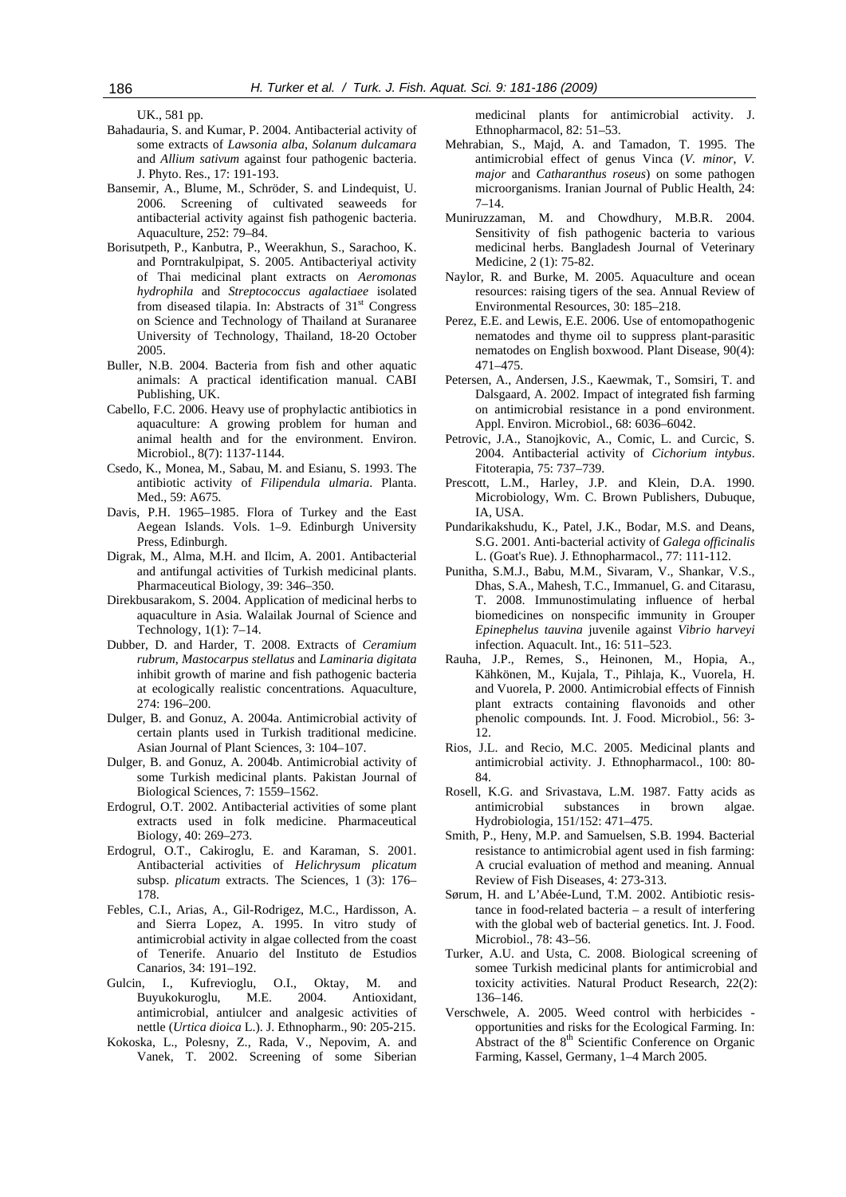UK., 581 pp.

Bahadauria, S. and Kumar, P. 2004. Antibacterial activity of some extracts of *Lawsonia alba*, *Solanum dulcamara* and *Allium sativum* against four pathogenic bacteria. J. Phyto. Res., 17: 191-193.

Bansemir, A., Blume, M., Schröder, S. and Lindequist, U. 2006. Screening of cultivated seaweeds for antibacterial activity against fish pathogenic bacteria. Aquaculture, 252: 79–84.

Borisutpeth, P., Kanbutra, P., Weerakhun, S., Sarachoo, K. and Porntrakulpipat, S. 2005. Antibacteriyal activity of Thai medicinal plant extracts on *Aeromonas hydrophila* and *Streptococcus agalactiaee* isolated from diseased tilapia. In: Abstracts of 31st Congress on Science and Technology of Thailand at Suranaree University of Technology, Thailand, 18-20 October 2005.

Buller, N.B. 2004. Bacteria from fish and other aquatic animals: A practical identification manual. CABI Publishing, UK.

Cabello, F.C. 2006. Heavy use of prophylactic antibiotics in aquaculture: A growing problem for human and animal health and for the environment. Environ. Microbiol., 8(7): 1137-1144.

Csedo, K., Monea, M., Sabau, M. and Esianu, S. 1993. The antibiotic activity of *Filipendula ulmaria*. Planta. Med., 59: A675.

Davis, P.H. 1965–1985. Flora of Turkey and the East Aegean Islands. Vols. 1–9. Edinburgh University Press, Edinburgh.

Digrak, M., Alma, M.H. and Ilcim, A. 2001. Antibacterial and antifungal activities of Turkish medicinal plants. Pharmaceutical Biology, 39: 346–350.

Direkbusarakom, S. 2004. Application of medicinal herbs to aquaculture in Asia. Walailak Journal of Science and Technology, 1(1): 7–14.

Dubber, D. and Harder, T. 2008. Extracts of *Ceramium rubrum*, *Mastocarpus stellatus* and *Laminaria digitata* inhibit growth of marine and fish pathogenic bacteria at ecologically realistic concentrations. Aquaculture, 274: 196–200.

Dulger, B. and Gonuz, A. 2004a. Antimicrobial activity of certain plants used in Turkish traditional medicine. Asian Journal of Plant Sciences, 3: 104–107.

Dulger, B. and Gonuz, A. 2004b. Antimicrobial activity of some Turkish medicinal plants. Pakistan Journal of Biological Sciences, 7: 1559–1562.

Erdogrul, O.T. 2002. Antibacterial activities of some plant extracts used in folk medicine. Pharmaceutical Biology, 40: 269–273.

Erdogrul, O.T., Cakiroglu, E. and Karaman, S. 2001. Antibacterial activities of *Helichrysum plicatum* subsp. *plicatum* extracts. The Sciences, 1 (3): 176–178.

Febles, C.I., Arias, A., Gil-Rodrigez, M.C., Hardisson, A. and Sierra Lopez, A. 1995. In vitro study of antimicrobial activity in algae collected from the coast of Tenerife. Anuario del Instituto de Estudios Canarios, 34: 191–192.

Gulcin, I., Kufrevioglu, O.I., Oktay, M. and Buyukokuroglu, M.E. 2004. Antioxidant, antimicrobial, antiulcer and analgesic activities of nettle (*Urtica dioica* L.). J. Ethnopharm., 90: 205-215.

Kokoska, L., Polesny, Z., Rada, V., Nepovim, A. and Vanek, T. 2002. Screening of some Siberian medicinal plants for antimicrobial activity. J. Ethnopharmacol, 82: 51–53.

Mehrabian, S., Majd, A. and Tamadon, T. 1995. The antimicrobial effect of genus Vinca (*V. minor*, *V. major* and *Catharanthus roseus*) on some pathogen microorganisms. Iranian Journal of Public Health, 24: 7–14.

Muniruzzaman, M. and Chowdhury, M.B.R. 2004. Sensitivity of fish pathogenic bacteria to various medicinal herbs. Bangladesh Journal of Veterinary Medicine, 2 (1): 75-82.

Naylor, R. and Burke, M. 2005. Aquaculture and ocean resources: raising tigers of the sea. Annual Review of Environmental Resources, 30: 185–218.

Perez, E.E. and Lewis, E.E. 2006. Use of entomopathogenic nematodes and thyme oil to suppress plant-parasitic nematodes on English boxwood. Plant Disease, 90(4): 471–475.

Petersen, A., Andersen, J.S., Kaewmak, T., Somsiri, T. and Dalsgaard, A. 2002. Impact of integrated fish farming on antimicrobial resistance in a pond environment. Appl. Environ. Microbiol., 68: 6036–6042.

Petrovic, J.A., Stanojkovic, A., Comic, L. and Curcic, S. 2004. Antibacterial activity of *Cichorium intybus*. Fitoterapia, 75: 737–739.

Prescott, L.M., Harley, J.P. and Klein, D.A. 1990. Microbiology, Wm. C. Brown Publishers, Dubuque, IA, USA.

Pundarikakshudu, K., Patel, J.K., Bodar, M.S. and Deans, S.G. 2001. Anti-bacterial activity of *Galega officinalis* L. (Goat's Rue). J. Ethnopharmacol., 77: 111-112.

Punitha, S.M.J., Babu, M.M., Sivaram, V., Shankar, V.S., Dhas, S.A., Mahesh, T.C., Immanuel, G. and Citarasu, T. 2008. Immunostimulating influence of herbal biomedicines on nonspecific immunity in Grouper *Epinephelus tauvina* juvenile against *Vibrio harveyi* infection. Aquacult. Int., 16: 511–523.

Rauha, J.P., Remes, S., Heinonen, M., Hopia, A., Kähkönen, M., Kujala, T., Pihlaja, K., Vuorela, H. and Vuorela, P. 2000. Antimicrobial effects of Finnish plant extracts containing flavonoids and other phenolic compounds. Int. J. Food. Microbiol., 56: 3-12.

Rios, J.L. and Recio, M.C. 2005. Medicinal plants and antimicrobial activity. J. Ethnopharmacol., 100: 80-84.

Rosell, K.G. and Srivastava, L.M. 1987. Fatty acids as antimicrobial substances in brown algae. Hydrobiologia, 151/152: 471–475.

Smith, P., Heny, M.P. and Samuelsen, S.B. 1994. Bacterial resistance to antimicrobial agent used in fish farming: A crucial evaluation of method and meaning. Annual Review of Fish Diseases, 4: 273-313.

Sørum, H. and L'Abée-Lund, T.M. 2002. Antibiotic resistance in food-related bacteria – a result of interfering with the global web of bacterial genetics. Int. J. Food. Microbiol., 78: 43–56.

Turker, A.U. and Usta, C. 2008. Biological screening of somee Turkish medicinal plants for antimicrobial and toxicity activities. Natural Product Research, 22(2): 136–146.

Verschwele, A. 2005. Weed control with herbicides - opportunities and risks for the Ecological Farming. In: Abstract of the 8th Scientific Conference on Organic Farming, Kassel, Germany, 1–4 March 2005.